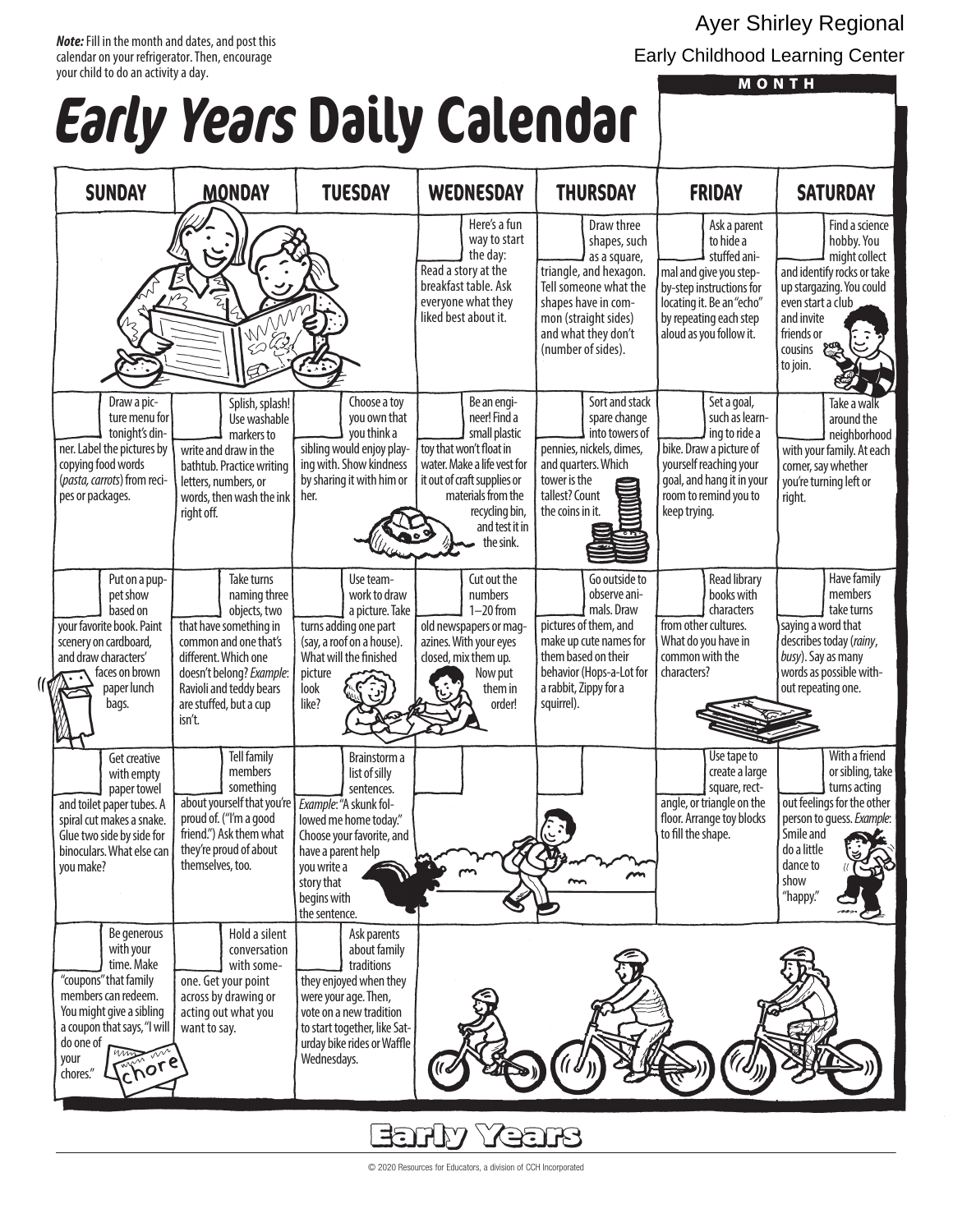*Note:* Fill in the month and dates, and post this calendar on your refrigerator. Then, encourage your child to do an activity a day.

Ayer Shirley Regional

Early Childhood Learning Center

MONTH

# *Early Years* Daily Calendar

| SUNDAY | MONDAY | TUESDAY | WEDNESDAY | THURSDAY | FRIDAY | SATURDAY |
|---|---|---|---|---|---|---|
| | | | Here's a fun way to start the day: Read a story at the breakfast table. Ask everyone what they liked best about it. | Draw three shapes, such as a square, triangle, and hexagon. Tell someone what the shapes have in common (straight sides) and what they don't (number of sides). | Ask a parent to hide a stuffed animal and give you step-by-step instructions for locating it. Be an "echo" by repeating each step aloud as you follow it. | Find a science hobby. You might collect and identify rocks or take up stargazing. You could even start a club and invite friends or cousins to join. |
| Draw a picture menu for tonight's dinner. Label the pictures by copying food words (*pasta, carrots*) from recipes or packages. | Splish, splash! Use washable markers to write and draw in the bathtub. Practice writing letters, numbers, or words, then wash the ink right off. | Choose a toy you own that you think a sibling would enjoy playing with. Show kindness by sharing it with him or her. | Be an engineer! Find a small plastic toy that won't float in water. Make a life vest for it out of craft supplies or materials from the recycling bin, and test it in the sink. | Sort and stack spare change into towers of pennies, nickels, dimes, and quarters. Which tower is the tallest? Count the coins in it. | Set a goal, such as learning to ride a bike. Draw a picture of yourself reaching your goal, and hang it in your room to remind you to keep trying. | Take a walk around the neighborhood with your family. At each corner, say whether you're turning left or right. |
| Put on a puppet show based on your favorite book. Paint scenery on cardboard, and draw characters' faces on brown paper lunch bags. | Take turns naming three objects, two that have something in common and one that's different. Which one doesn't belong? *Example*: Ravioli and teddy bears are stuffed, but a cup isn't. | Use teamwork to draw a picture. Take turns adding one part (say, a roof on a house). What will the finished picture look like? | Cut out the numbers 1–20 from old newspapers or magazines. With your eyes closed, mix them up. Now put them in order! | Go outside to observe animals. Draw pictures of them, and make up cute names for them based on their behavior (Hops-a-Lot for a rabbit, Zippy for a squirrel). | Read library books with characters from other cultures. What do you have in common with the characters? | Have family members take turns saying a word that describes today (*rainy*, *busy*). Say as many words as possible without repeating one. |
| Get creative with empty paper towel and toilet paper tubes. A spiral cut makes a snake. Glue two side by side for binoculars. What else can you make? | Tell family members something about yourself that you're proud of. ("I'm a good friend.") Ask them what they're proud of about themselves, too. | Brainstorm a list of silly sentences. *Example*: "A skunk followed me home today." Choose your favorite, and have a parent help you write a story that begins with the sentence. | | | Use tape to create a large square, rectangle, or triangle on the floor. Arrange toy blocks to fill the shape. | With a friend or sibling, take turns acting out feelings for the other person to guess. *Example*: Smile and do a little dance to show "happy." |
| Be generous with your time. Make "coupons" that family members can redeem. You might give a sibling a coupon that says, "I will do one of your chores." | Hold a silent conversation with someone. Get your point across by drawing or acting out what you want to say. | Ask parents about family traditions they enjoyed when they were your age. Then, vote on a new tradition to start together, like Saturday bike rides or Waffle Wednesdays. | | | | |

Early Years

© 2020 Resources for Educators, a division of CCH Incorporated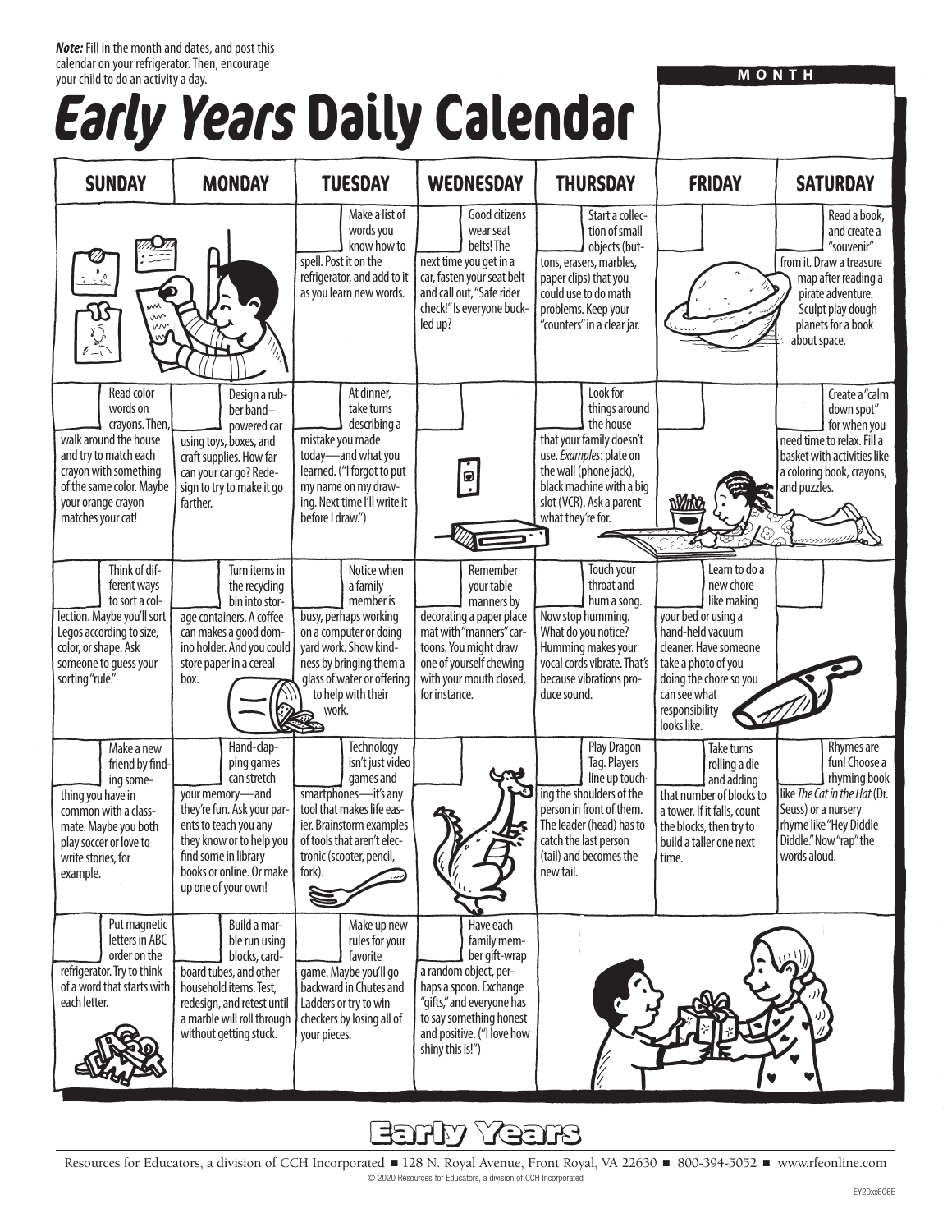**Note:** Fill in the month and dates, and post this calendar on your refrigerator. Then, encourage your child to do an activity a day.

# *Early Years* Daily Calendar

**MONTH**

| SUNDAY | MONDAY | TUESDAY | WEDNESDAY | THURSDAY | FRIDAY | SATURDAY |
|---|---|---|---|---|---|---|
| | | Make a list of words you know how to spell. Post it on the refrigerator, and add to it as you learn new words. | Good citizens wear seat belts! The next time you get in a car, fasten your seat belt and call out, "Safe rider check!" Is everyone buckled up? | Start a collection of small objects (buttons, erasers, marbles, paper clips) that you could use to do math problems. Keep your "counters" in a clear jar. | | Read a book, and create a "souvenir" from it. Draw a treasure map after reading a pirate adventure. Sculpt play dough planets for a book about space. |
| Read color words on crayons. Then, walk around the house and try to match each crayon with something of the same color. Maybe your orange crayon matches your cat! | Design a rubber band–powered car using toys, boxes, and craft supplies. How far can your car go? Redesign to try to make it go farther. | At dinner, take turns describing a mistake you made today—and what you learned. ("I forgot to put my name on my drawing. Next time I'll write it before I draw.") | | Look for things around the house that your family doesn't use. *Examples*: plate on the wall (phone jack), black machine with a big slot (VCR). Ask a parent what they're for. | | Create a "calm down spot" for when you need time to relax. Fill a basket with activities like a coloring book, crayons, and puzzles. |
| Think of different ways to sort a collection. Maybe you'll sort Legos according to size, color, or shape. Ask someone to guess your sorting "rule." | Turn items in the recycling bin into storage containers. A coffee can makes a good domino holder. And you could store paper in a cereal box. | Notice when a family member is busy, perhaps working on a computer or doing yard work. Show kindness by bringing them a glass of water or offering to help with their work. | Remember your table manners by decorating a paper place mat with "manners" cartoons. You might draw one of yourself chewing with your mouth closed, for instance. | Touch your throat and hum a song. Now stop humming. What do you notice? Humming makes your vocal cords vibrate. That's because vibrations produce sound. | Learn to do a new chore like making your bed or using a hand-held vacuum cleaner. Have someone take a photo of you doing the chore so you can see what responsibility looks like. | |
| Make a new friend by finding something you have in common with a classmate. Maybe you both play soccer or love to write stories, for example. | Hand-clapping games can stretch your memory—and they're fun. Ask your parents to teach you any they know or to help you find some in library books or online. Or make up one of your own! | Technology isn't just video games and smartphones—it's any tool that makes life easier. Brainstorm examples of tools that aren't electronic (scooter, pencil, fork). | | Play Dragon Tag. Players line up touching the shoulders of the person in front of them. The leader (head) has to catch the last person (tail) and becomes the new tail. | Take turns rolling a die and adding that number of blocks to a tower. If it falls, count the blocks, then try to build a taller one next time. | Rhymes are fun! Choose a rhyming book like *The Cat in the Hat* (Dr. Seuss) or a nursery rhyme like "Hey Diddle Diddle." Now "rap" the words aloud. |
| Put magnetic letters in ABC order on the refrigerator. Try to think of a word that starts with each letter. | Build a marble run using blocks, cardboard tubes, and other household items. Test, redesign, and retest until a marble will roll through without getting stuck. | Make up new rules for your favorite game. Maybe you'll go backward in Chutes and Ladders or try to win checkers by losing all of your pieces. | Have each family member gift-wrap a random object, perhaps a spoon. Exchange "gifts," and everyone has to say something honest and positive. ("I love how shiny this is!") | | | |

Early Years

Resources for Educators, a division of CCH Incorporated ■ 128 N. Royal Avenue, Front Royal, VA 22630 ■ 800-394-5052 ■ www.rfeonline.com

© 2020 Resources for Educators, a division of CCH Incorporated

EY20xx606E